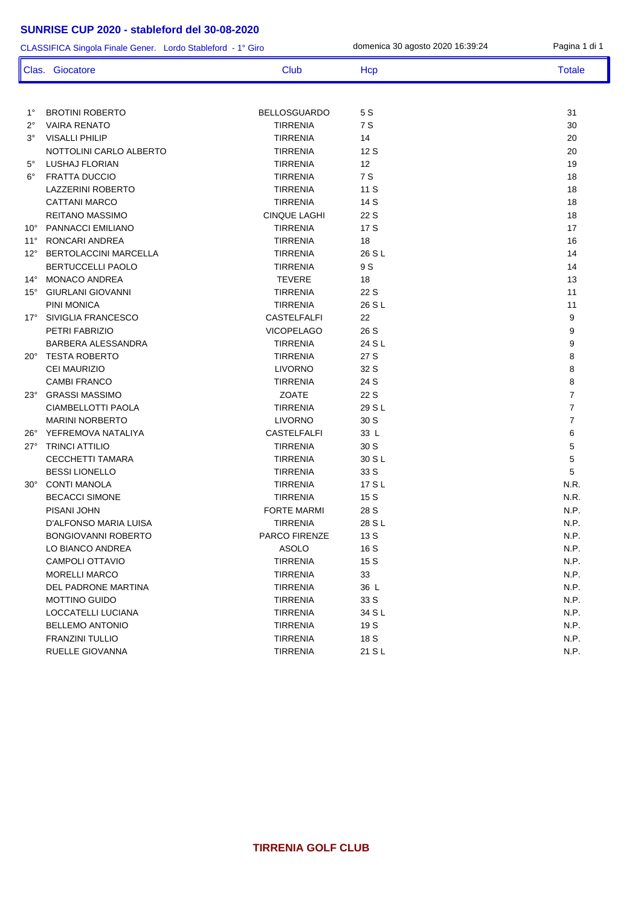# SUNRISE CUP 2020 - stableford del 30-08-2020

CLASSIFICA Singola Finale Gener.   Lordo Stableford  - 1° Giro        domenica 30 agosto 2020 16:39:24

| Clas. | Giocatore | Club | Hcp | Totale |
|---|---|---|---|---|
| 1° | BROTINI ROBERTO | BELLOSGUARDO | 5 S | 31 |
| 2° | VAIRA RENATO | TIRRENIA | 7 S | 30 |
| 3° | VISALLI PHILIP | TIRRENIA | 14 | 20 |
| | NOTTOLINI CARLO ALBERTO | TIRRENIA | 12 S | 20 |
| 5° | LUSHAJ FLORIAN | TIRRENIA | 12 | 19 |
| 6° | FRATTA DUCCIO | TIRRENIA | 7 S | 18 |
| | LAZZERINI ROBERTO | TIRRENIA | 11 S | 18 |
| | CATTANI MARCO | TIRRENIA | 14 S | 18 |
| | REITANO MASSIMO | CINQUE LAGHI | 22 S | 18 |
| 10° | PANNACCI EMILIANO | TIRRENIA | 17 S | 17 |
| 11° | RONCARI ANDREA | TIRRENIA | 18 | 16 |
| 12° | BERTOLACCINI MARCELLA | TIRRENIA | 26 S L | 14 |
| | BERTUCCELLI PAOLO | TIRRENIA | 9 S | 14 |
| 14° | MONACO ANDREA | TEVERE | 18 | 13 |
| 15° | GIURLANI GIOVANNI | TIRRENIA | 22 S | 11 |
| | PINI MONICA | TIRRENIA | 26 S L | 11 |
| 17° | SIVIGLIA FRANCESCO | CASTELFALFI | 22 | 9 |
| | PETRI FABRIZIO | VICOPELAGO | 26 S | 9 |
| | BARBERA ALESSANDRA | TIRRENIA | 24 S L | 9 |
| 20° | TESTA ROBERTO | TIRRENIA | 27 S | 8 |
| | CEI MAURIZIO | LIVORNO | 32 S | 8 |
| | CAMBI FRANCO | TIRRENIA | 24 S | 8 |
| 23° | GRASSI MASSIMO | ZOATE | 22 S | 7 |
| | CIAMBELLOTTI PAOLA | TIRRENIA | 29 S L | 7 |
| | MARINI NORBERTO | LIVORNO | 30 S | 7 |
| 26° | YEFREMOVA NATALIYA | CASTELFALFI | 33 L | 6 |
| 27° | TRINCI ATTILIO | TIRRENIA | 30 S | 5 |
| | CECCHETTI TAMARA | TIRRENIA | 30 S L | 5 |
| | BESSI LIONELLO | TIRRENIA | 33 S | 5 |
| 30° | CONTI MANOLA | TIRRENIA | 17 S L | N.R. |
| | BECACCI SIMONE | TIRRENIA | 15 S | N.R. |
| | PISANI JOHN | FORTE MARMI | 28 S | N.P. |
| | D'ALFONSO MARIA LUISA | TIRRENIA | 28 S L | N.P. |
| | BONGIOVANNI ROBERTO | PARCO FIRENZE | 13 S | N.P. |
| | LO BIANCO ANDREA | ASOLO | 16 S | N.P. |
| | CAMPOLI OTTAVIO | TIRRENIA | 15 S | N.P. |
| | MORELLI MARCO | TIRRENIA | 33 | N.P. |
| | DEL PADRONE MARTINA | TIRRENIA | 36 L | N.P. |
| | MOTTINO GUIDO | TIRRENIA | 33 S | N.P. |
| | LOCCATELLI LUCIANA | TIRRENIA | 34 S L | N.P. |
| | BELLEMO ANTONIO | TIRRENIA | 19 S | N.P. |
| | FRANZINI TULLIO | TIRRENIA | 18 S | N.P. |
| | RUELLE GIOVANNA | TIRRENIA | 21 S L | N.P. |

**TIRRENIA GOLF CLUB**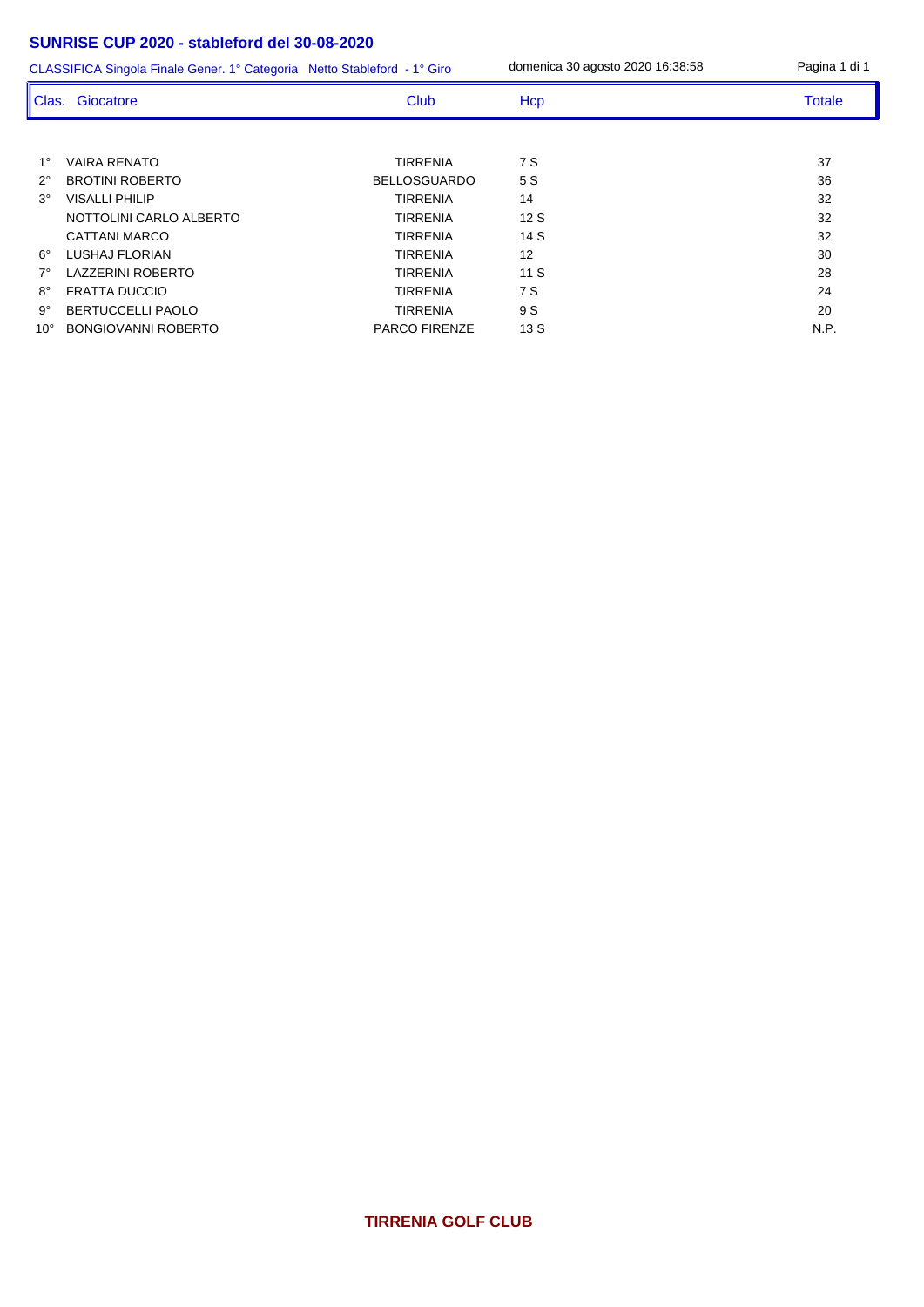## SUNRISE CUP 2020 - stableford del 30-08-2020

CLASSIFICA Singola Finale Gener. 1° Categoria Netto Stableford - 1° Giro    domenica 30 agosto 2020 16:38:58

| Clas. | Giocatore | Club | Hcp | Totale |
|---|---|---|---|---|
| 1° | VAIRA RENATO | TIRRENIA | 7 S | 37 |
| 2° | BROTINI ROBERTO | BELLOSGUARDO | 5 S | 36 |
| 3° | VISALLI PHILIP | TIRRENIA | 14 | 32 |
| | NOTTOLINI CARLO ALBERTO | TIRRENIA | 12 S | 32 |
| | CATTANI MARCO | TIRRENIA | 14 S | 32 |
| 6° | LUSHAJ FLORIAN | TIRRENIA | 12 | 30 |
| 7° | LAZZERINI ROBERTO | TIRRENIA | 11 S | 28 |
| 8° | FRATTA DUCCIO | TIRRENIA | 7 S | 24 |
| 9° | BERTUCCELLI PAOLO | TIRRENIA | 9 S | 20 |
| 10° | BONGIOVANNI ROBERTO | PARCO FIRENZE | 13 S | N.P. |

**TIRRENIA GOLF CLUB**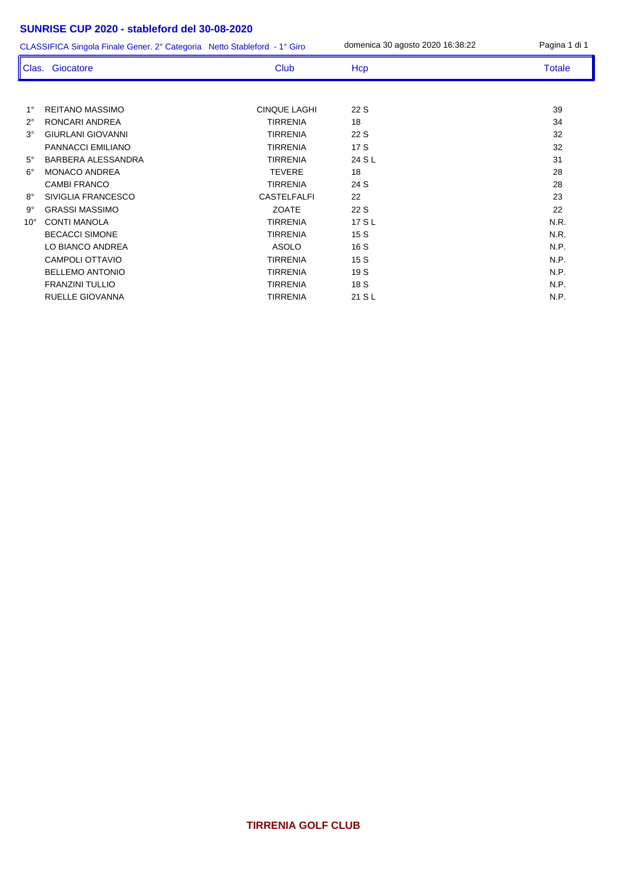# SUNRISE CUP 2020 - stableford del 30-08-2020

CLASSIFICA Singola Finale Gener. 2° Categoria Netto Stableford - 1° Giro

domenica 30 agosto 2020 16:38:22

| Clas. | Giocatore | Club | Hcp | Totale |
|---|---|---|---|---|
| 1° | REITANO MASSIMO | CINQUE LAGHI | 22 S | 39 |
| 2° | RONCARI ANDREA | TIRRENIA | 18 | 34 |
| 3° | GIURLANI GIOVANNI | TIRRENIA | 22 S | 32 |
| | PANNACCI EMILIANO | TIRRENIA | 17 S | 32 |
| 5° | BARBERA ALESSANDRA | TIRRENIA | 24 S L | 31 |
| 6° | MONACO ANDREA | TEVERE | 18 | 28 |
| | CAMBI FRANCO | TIRRENIA | 24 S | 28 |
| 8° | SIVIGLIA FRANCESCO | CASTELFALFI | 22 | 23 |
| 9° | GRASSI MASSIMO | ZOATE | 22 S | 22 |
| 10° | CONTI MANOLA | TIRRENIA | 17 S L | N.R. |
| | BECACCI SIMONE | TIRRENIA | 15 S | N.R. |
| | LO BIANCO ANDREA | ASOLO | 16 S | N.P. |
| | CAMPOLI OTTAVIO | TIRRENIA | 15 S | N.P. |
| | BELLEMO ANTONIO | TIRRENIA | 19 S | N.P. |
| | FRANZINI TULLIO | TIRRENIA | 18 S | N.P. |
| | RUELLE GIOVANNA | TIRRENIA | 21 S L | N.P. |

**TIRRENIA GOLF CLUB**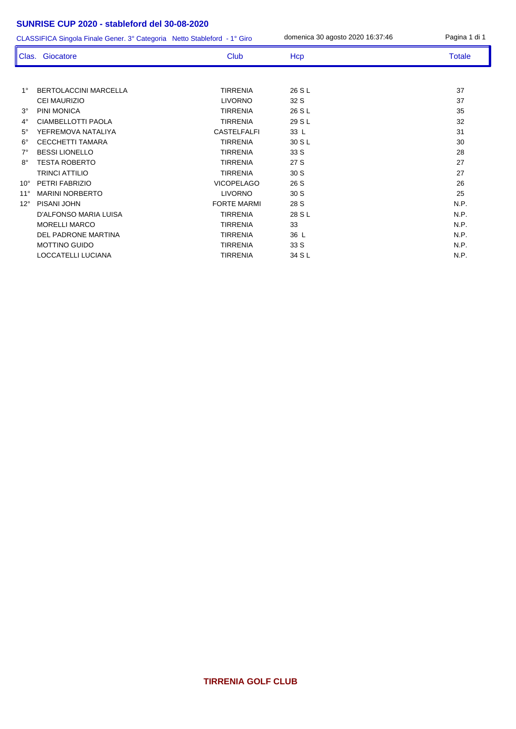# SUNRISE CUP 2020 - stableford del 30-08-2020

CLASSIFICA Singola Finale Gener. 3° Categoria Netto Stableford - 1° Giro

domenica 30 agosto 2020 16:37:46

| Clas. | Giocatore | Club | Hcp | Totale |
|---|---|---|---|---|
| 1° | BERTOLACCINI MARCELLA | TIRRENIA | 26 S L | 37 |
| | CEI MAURIZIO | LIVORNO | 32 S | 37 |
| 3° | PINI MONICA | TIRRENIA | 26 S L | 35 |
| 4° | CIAMBELLOTTI PAOLA | TIRRENIA | 29 S L | 32 |
| 5° | YEFREMOVA NATALIYA | CASTELFALFI | 33 L | 31 |
| 6° | CECCHETTI TAMARA | TIRRENIA | 30 S L | 30 |
| 7° | BESSI LIONELLO | TIRRENIA | 33 S | 28 |
| 8° | TESTA ROBERTO | TIRRENIA | 27 S | 27 |
| | TRINCI ATTILIO | TIRRENIA | 30 S | 27 |
| 10° | PETRI FABRIZIO | VICOPELAGO | 26 S | 26 |
| 11° | MARINI NORBERTO | LIVORNO | 30 S | 25 |
| 12° | PISANI JOHN | FORTE MARMI | 28 S | N.P. |
| | D'ALFONSO MARIA LUISA | TIRRENIA | 28 S L | N.P. |
| | MORELLI MARCO | TIRRENIA | 33 | N.P. |
| | DEL PADRONE MARTINA | TIRRENIA | 36 L | N.P. |
| | MOTTINO GUIDO | TIRRENIA | 33 S | N.P. |
| | LOCCATELLI LUCIANA | TIRRENIA | 34 S L | N.P. |

**TIRRENIA GOLF CLUB**